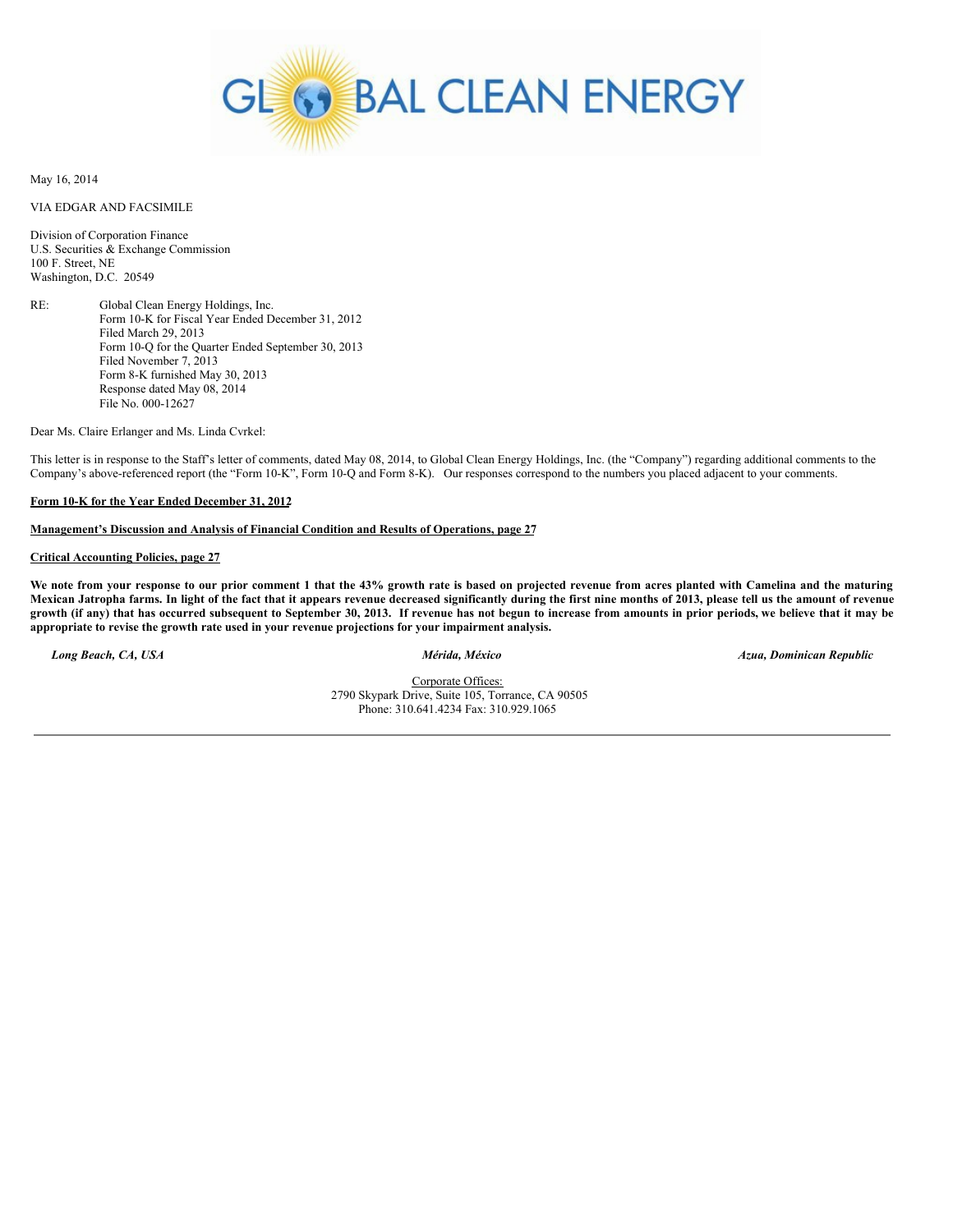May 16, 2014

VIA EDGAR AND FACSIMILE

Division of Corporation Finance
U.S. Securities & Exchange Commission
100 F. Street, NE
Washington, D.C. 20549

RE: Global Clean Energy Holdings, Inc.
Form 10-K for Fiscal Year Ended December 31, 2012
Filed March 29, 2013
Form 10-Q for the Quarter Ended September 30, 2013
Filed November 7, 2013
Form 8-K furnished May 30, 2013
Response dated May 08, 2014
File No. 000-12627

Dear Ms. Claire Erlanger and Ms. Linda Cvrkel:

This letter is in response to the Staff's letter of comments, dated May 08, 2014, to Global Clean Energy Holdings, Inc. (the "Company") regarding additional comments to the Company's above-referenced report (the "Form 10-K", Form 10-Q and Form 8-K). Our responses correspond to the numbers you placed adjacent to your comments.

**Form 10-K for the Year Ended December 31, 2012**

**Management's Discussion and Analysis of Financial Condition and Results of Operations, page 27**

**Critical Accounting Policies, page 27**

**We note from your response to our prior comment 1 that the 43% growth rate is based on projected revenue from acres planted with Camelina and the maturing Mexican Jatropha farms. In light of the fact that it appears revenue decreased significantly during the first nine months of 2013, please tell us the amount of revenue growth (if any) that has occurred subsequent to September 30, 2013. If revenue has not begun to increase from amounts in prior periods, we believe that it may be appropriate to revise the growth rate used in your revenue projections for your impairment analysis.**

*Long Beach, CA, USA* *Mérida, México* *Azua, Dominican Republic*

Corporate Offices:
2790 Skypark Drive, Suite 105, Torrance, CA 90505
Phone: 310.641.4234 Fax: 310.929.1065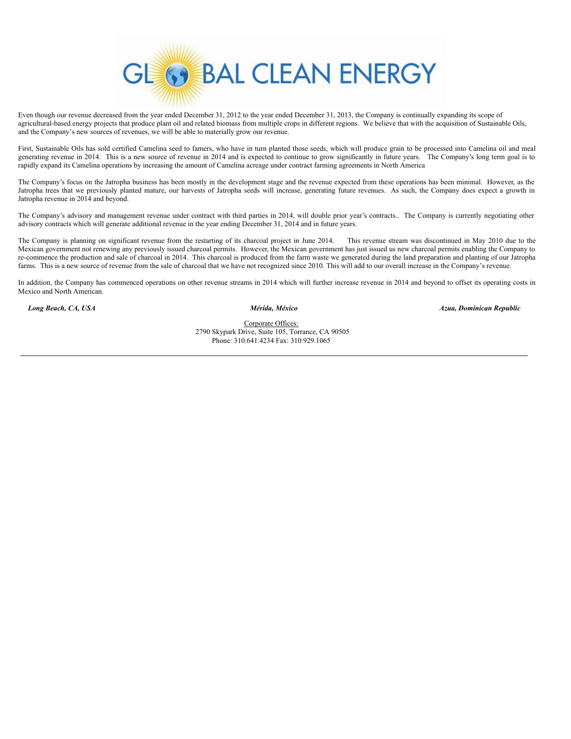Even though our revenue decreased from the year ended December 31, 2012 to the year ended December 31, 2013, the Company is continually expanding its scope of agricultural-based energy projects that produce plant oil and related biomass from multiple crops in different regions. We believe that with the acquisition of Sustainable Oils, and the Company's new sources of revenues, we will be able to materially grow our revenue.

First, Sustainable Oils has sold certified Camelina seed to famers, who have in turn planted those seeds, which will produce grain to be processed into Camelina oil and meal generating revenue in 2014. This is a new source of revenue in 2014 and is expected to continue to grow significantly in future years. The Company's long term goal is to rapidly expand its Camelina operations by increasing the amount of Camelina acreage under contract farming agreements in North America

The Company's focus on the Jatropha business has been mostly in the development stage and the revenue expected from these operations has been minimal. However, as the Jatropha trees that we previously planted mature, our harvests of Jatropha seeds will increase, generating future revenues. As such, the Company does expect a growth in Jatropha revenue in 2014 and beyond.

The Company's advisory and management revenue under contract with third parties in 2014, will double prior year's contracts.. The Company is currently negotiating other advisory contracts which will generate additional revenue in the year ending December 31, 2014 and in future years.

The Company is planning on significant revenue from the restarting of its charcoal project in June 2014. This revenue stream was discontinued in May 2010 due to the Mexican government not renewing any previously issued charcoal permits. However, the Mexican government has just issued us new charcoal permits enabling the Company to re-commence the production and sale of charcoal in 2014. This charcoal is produced from the farm waste we generated during the land preparation and planting of our Jatropha farms. This is a new source of revenue from the sale of charcoal that we have not recognized since 2010. This will add to our overall increase in the Company's revenue.

In addition, the Company has commenced operations on other revenue streams in 2014 which will further increase revenue in 2014 and beyond to offset its operating costs in Mexico and North American.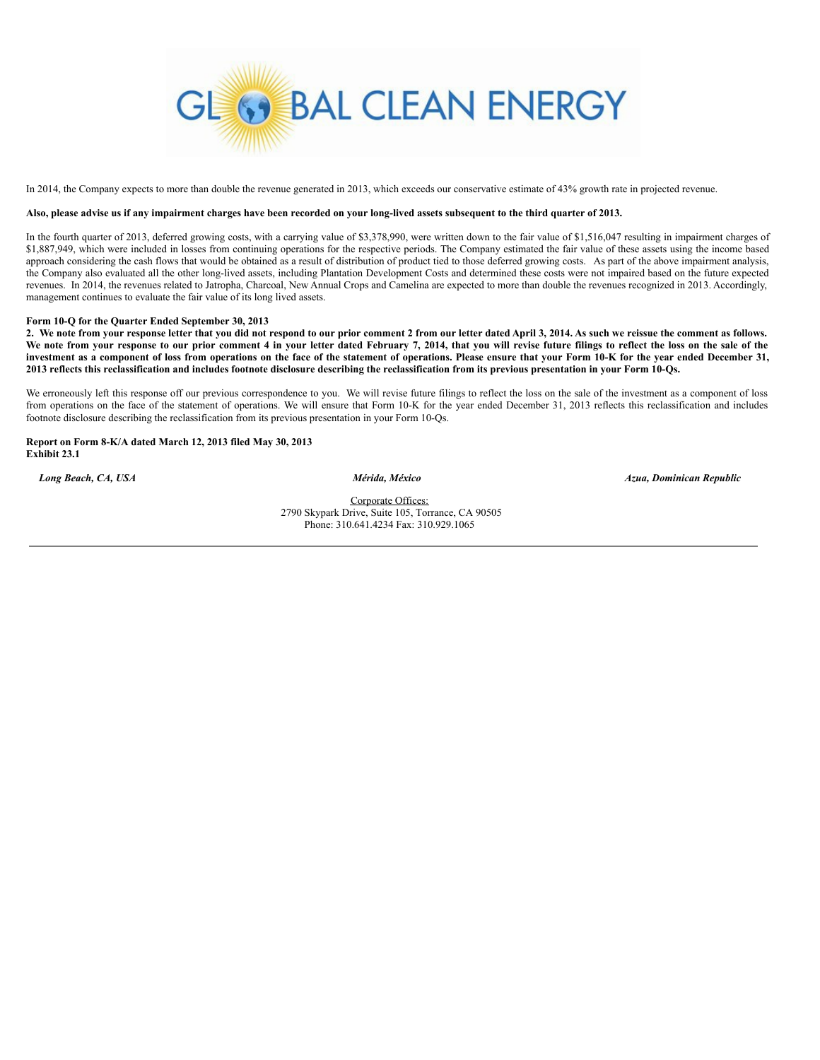In 2014, the Company expects to more than double the revenue generated in 2013, which exceeds our conservative estimate of 43% growth rate in projected revenue.

**Also, please advise us if any impairment charges have been recorded on your long-lived assets subsequent to the third quarter of 2013.**

In the fourth quarter of 2013, deferred growing costs, with a carrying value of $3,378,990, were written down to the fair value of $1,516,047 resulting in impairment charges of $1,887,949, which were included in losses from continuing operations for the respective periods. The Company estimated the fair value of these assets using the income based approach considering the cash flows that would be obtained as a result of distribution of product tied to those deferred growing costs. As part of the above impairment analysis, the Company also evaluated all the other long-lived assets, including Plantation Development Costs and determined these costs were not impaired based on the future expected revenues. In 2014, the revenues related to Jatropha, Charcoal, New Annual Crops and Camelina are expected to more than double the revenues recognized in 2013. Accordingly, management continues to evaluate the fair value of its long lived assets.

**Form 10-Q for the Quarter Ended September 30, 2013**

**2. We note from your response letter that you did not respond to our prior comment 2 from our letter dated April 3, 2014. As such we reissue the comment as follows. We note from your response to our prior comment 4 in your letter dated February 7, 2014, that you will revise future filings to reflect the loss on the sale of the investment as a component of loss from operations on the face of the statement of operations. Please ensure that your Form 10-K for the year ended December 31, 2013 reflects this reclassification and includes footnote disclosure describing the reclassification from its previous presentation in your Form 10-Qs.**

We erroneously left this response off our previous correspondence to you. We will revise future filings to reflect the loss on the sale of the investment as a component of loss from operations on the face of the statement of operations. We will ensure that Form 10-K for the year ended December 31, 2013 reflects this reclassification and includes footnote disclosure describing the reclassification from its previous presentation in your Form 10-Qs.

**Report on Form 8-K/A dated March 12, 2013 filed May 30, 2013**
**Exhibit 23.1**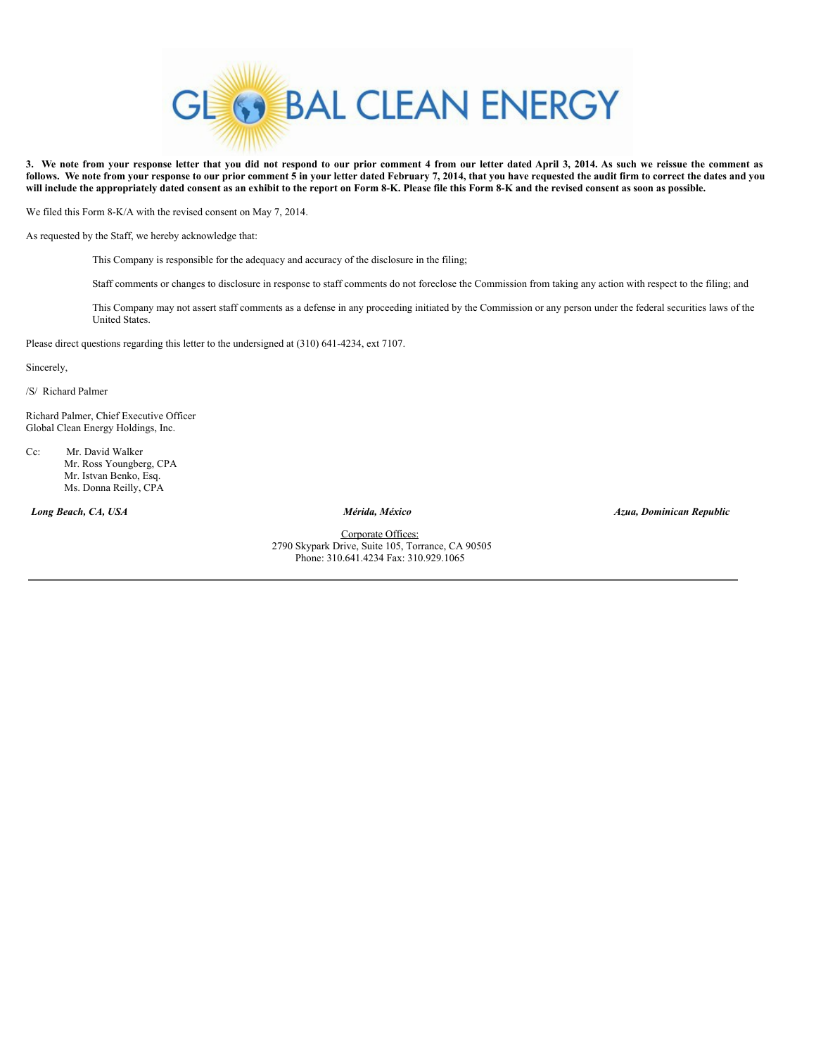**3. We note from your response letter that you did not respond to our prior comment 4 from our letter dated April 3, 2014. As such we reissue the comment as follows. We note from your response to our prior comment 5 in your letter dated February 7, 2014, that you have requested the audit firm to correct the dates and you will include the appropriately dated consent as an exhibit to the report on Form 8-K. Please file this Form 8-K and the revised consent as soon as possible.**

We filed this Form 8-K/A with the revised consent on May 7, 2014.

As requested by the Staff, we hereby acknowledge that:

This Company is responsible for the adequacy and accuracy of the disclosure in the filing;

Staff comments or changes to disclosure in response to staff comments do not foreclose the Commission from taking any action with respect to the filing; and

This Company may not assert staff comments as a defense in any proceeding initiated by the Commission or any person under the federal securities laws of the United States.

Please direct questions regarding this letter to the undersigned at (310) 641-4234, ext 7107.

Sincerely,

/S/ Richard Palmer

Richard Palmer, Chief Executive Officer
Global Clean Energy Holdings, Inc.

Cc: Mr. David Walker
Mr. Ross Youngberg, CPA
Mr. Istvan Benko, Esq.
Ms. Donna Reilly, CPA

*Long Beach, CA, USA* *Mérida, México* *Azua, Dominican Republic*

Corporate Offices:
2790 Skypark Drive, Suite 105, Torrance, CA 90505
Phone: 310.641.4234 Fax: 310.929.1065